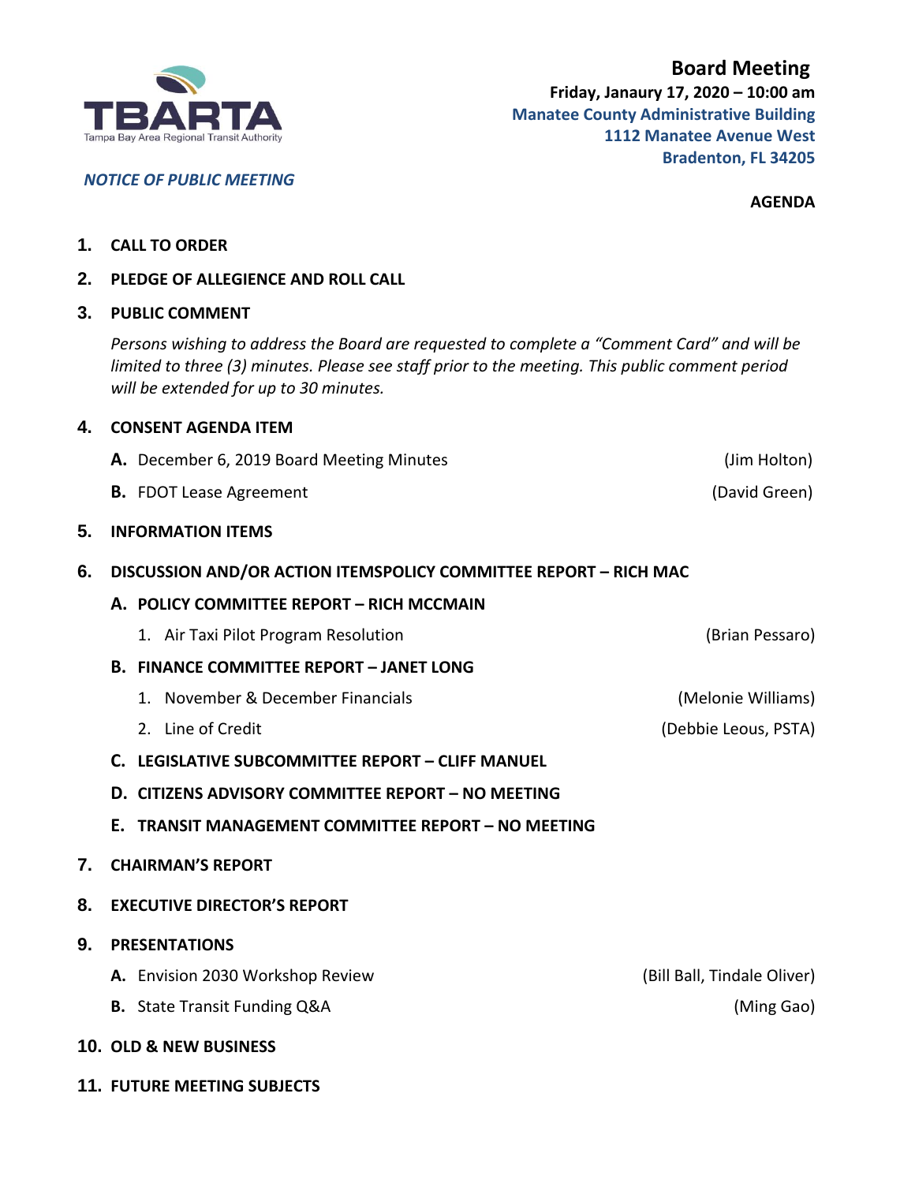TBARTA
Tampa Bay Area Regional Transit Authority

# Board Meeting

**Friday, Janaury 17, 2020 – 10:00 am**
**Manatee County Administrative Building**
**1112 Manatee Avenue West**
**Bradenton, FL 34205**

*NOTICE OF PUBLIC MEETING*

**AGENDA**

**1. CALL TO ORDER**

**2. PLEDGE OF ALLEGIENCE AND ROLL CALL**

**3. PUBLIC COMMENT**

*Persons wishing to address the Board are requested to complete a "Comment Card" and will be limited to three (3) minutes. Please see staff prior to the meeting. This public comment period will be extended for up to 30 minutes.*

**4. CONSENT AGENDA ITEM**

- **A.** December 6, 2019 Board Meeting Minutes (Jim Holton)
- **B.** FDOT Lease Agreement (David Green)

**5. INFORMATION ITEMS**

**6. DISCUSSION AND/OR ACTION ITEMSPOLICY COMMITTEE REPORT – RICH MAC**

- **A. POLICY COMMITTEE REPORT – RICH MCCMAIN**
  1. Air Taxi Pilot Program Resolution (Brian Pessaro)
- **B. FINANCE COMMITTEE REPORT – JANET LONG**
  1. November & December Financials (Melonie Williams)
  2. Line of Credit (Debbie Leous, PSTA)
- **C. LEGISLATIVE SUBCOMMITTEE REPORT – CLIFF MANUEL**
- **D. CITIZENS ADVISORY COMMITTEE REPORT – NO MEETING**
- **E. TRANSIT MANAGEMENT COMMITTEE REPORT – NO MEETING**

**7. CHAIRMAN'S REPORT**

**8. EXECUTIVE DIRECTOR'S REPORT**

**9. PRESENTATIONS**

- **A.** Envision 2030 Workshop Review (Bill Ball, Tindale Oliver)
- **B.** State Transit Funding Q&A (Ming Gao)

**10. OLD & NEW BUSINESS**

**11. FUTURE MEETING SUBJECTS**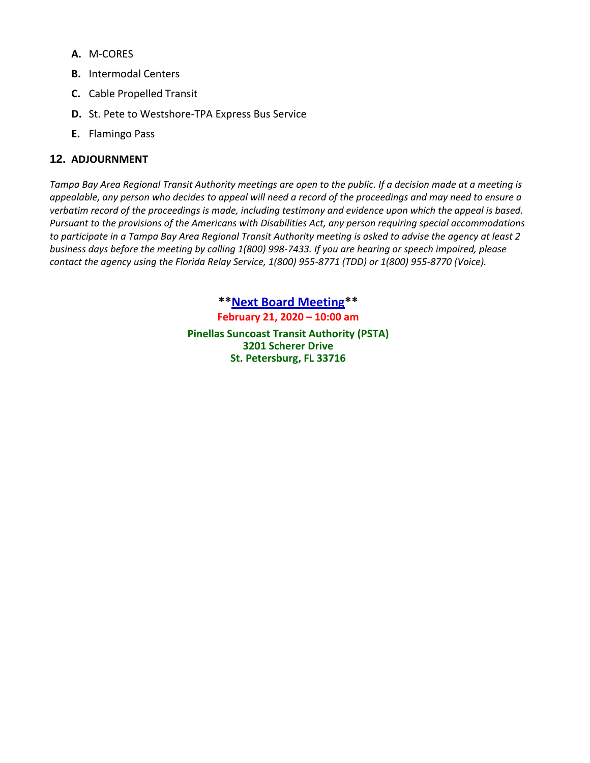- **A.** M-CORES
- **B.** Intermodal Centers
- **C.** Cable Propelled Transit
- **D.** St. Pete to Westshore-TPA Express Bus Service
- **E.** Flamingo Pass

## 12. ADJOURNMENT

*Tampa Bay Area Regional Transit Authority meetings are open to the public. If a decision made at a meeting is appealable, any person who decides to appeal will need a record of the proceedings and may need to ensure a verbatim record of the proceedings is made, including testimony and evidence upon which the appeal is based. Pursuant to the provisions of the Americans with Disabilities Act, any person requiring special accommodations to participate in a Tampa Bay Area Regional Transit Authority meeting is asked to advise the agency at least 2 business days before the meeting by calling 1(800) 998-7433. If you are hearing or speech impaired, please contact the agency using the Florida Relay Service, 1(800) 955-8771 (TDD) or 1(800) 955-8770 (Voice).*

****Next Board Meeting****

**February 21, 2020 – 10:00 am**

**Pinellas Suncoast Transit Authority (PSTA)**
**3201 Scherer Drive**
**St. Petersburg, FL 33716**